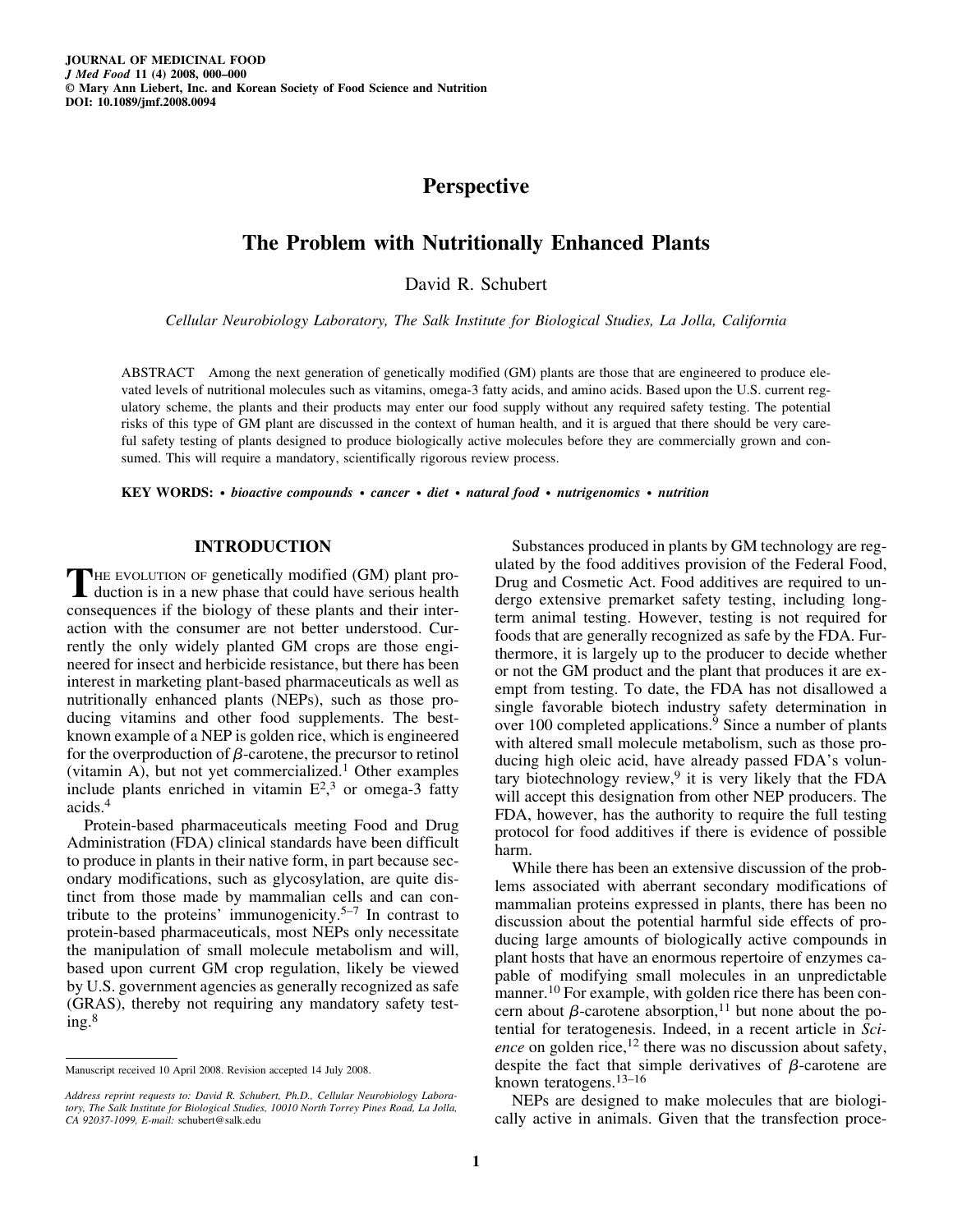# Perspective

# The Problem with Nutritionally Enhanced Plants

David R. Schubert

*Cellular Neurobiology Laboratory, The Salk Institute for Biological Studies, La Jolla, California*

ABSTRACT Among the next generation of genetically modified (GM) plants are those that are engineered to produce elevated levels of nutritional molecules such as vitamins, omega-3 fatty acids, and amino acids. Based upon the U.S. current regulatory scheme, the plants and their products may enter our food supply without any required safety testing. The potential risks of this type of GM plant are discussed in the context of human health, and it is argued that there should be very careful safety testing of plants designed to produce biologically active molecules before they are commercially grown and consumed. This will require a mandatory, scientifically rigorous review process.

**KEY WORDS:** • ***bioactive compounds*** • ***cancer*** • ***diet*** • ***natural food*** • ***nutrigenomics*** • ***nutrition***

## INTRODUCTION

THE EVOLUTION OF genetically modified (GM) plant production is in a new phase that could have serious health consequences if the biology of these plants and their interaction with the consumer are not better understood. Currently the only widely planted GM crops are those engineered for insect and herbicide resistance, but there has been interest in marketing plant-based pharmaceuticals as well as nutritionally enhanced plants (NEPs), such as those producing vitamins and other food supplements. The best-known example of a NEP is golden rice, which is engineered for the overproduction of $\beta$-carotene, the precursor to retinol (vitamin A), but not yet commercialized.[1] Other examples include plants enriched in vitamin E[2,3] or omega-3 fatty acids.[4]

Protein-based pharmaceuticals meeting Food and Drug Administration (FDA) clinical standards have been difficult to produce in plants in their native form, in part because secondary modifications, such as glycosylation, are quite distinct from those made by mammalian cells and can contribute to the proteins' immunogenicity.[5–7] In contrast to protein-based pharmaceuticals, most NEPs only necessitate the manipulation of small molecule metabolism and will, based upon current GM crop regulation, likely be viewed by U.S. government agencies as generally recognized as safe (GRAS), thereby not requiring any mandatory safety testing.[8]

Substances produced in plants by GM technology are regulated by the food additives provision of the Federal Food, Drug and Cosmetic Act. Food additives are required to undergo extensive premarket safety testing, including long-term animal testing. However, testing is not required for foods that are generally recognized as safe by the FDA. Furthermore, it is largely up to the producer to decide whether or not the GM product and the plant that produces it are exempt from testing. To date, the FDA has not disallowed a single favorable biotech industry safety determination in over 100 completed applications.[9] Since a number of plants with altered small molecule metabolism, such as those producing high oleic acid, have already passed FDA's voluntary biotechnology review,[9] it is very likely that the FDA will accept this designation from other NEP producers. The FDA, however, has the authority to require the full testing protocol for food additives if there is evidence of possible harm.

While there has been an extensive discussion of the problems associated with aberrant secondary modifications of mammalian proteins expressed in plants, there has been no discussion about the potential harmful side effects of producing large amounts of biologically active compounds in plant hosts that have an enormous repertoire of enzymes capable of modifying small molecules in an unpredictable manner.[10] For example, with golden rice there has been concern about $\beta$-carotene absorption,[11] but none about the potential for teratogenesis. Indeed, in a recent article in *Science* on golden rice,[12] there was no discussion about safety, despite the fact that simple derivatives of $\beta$-carotene are known teratogens.[13–16]

NEPs are designed to make molecules that are biologically active in animals. Given that the transfection proce-

Manuscript received 10 April 2008. Revision accepted 14 July 2008.

*Address reprint requests to: David R. Schubert, Ph.D., Cellular Neurobiology Laboratory, The Salk Institute for Biological Studies, 10010 North Torrey Pines Road, La Jolla, CA 92037-1099, E-mail:* schubert@salk.edu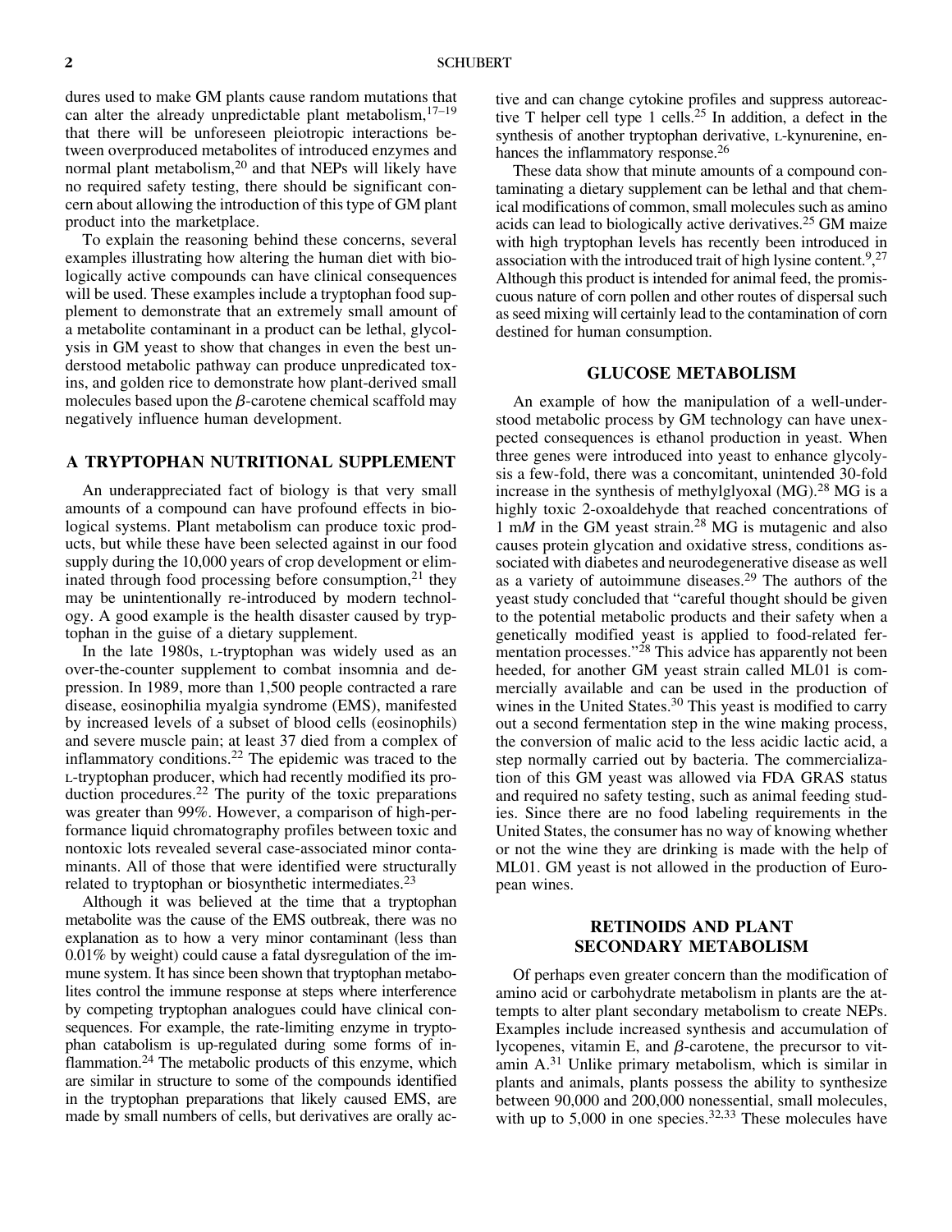dures used to make GM plants cause random mutations that can alter the already unpredictable plant metabolism,[17–19] that there will be unforeseen pleiotropic interactions between overproduced metabolites of introduced enzymes and normal plant metabolism,[20] and that NEPs will likely have no required safety testing, there should be significant concern about allowing the introduction of this type of GM plant product into the marketplace.

To explain the reasoning behind these concerns, several examples illustrating how altering the human diet with biologically active compounds can have clinical consequences will be used. These examples include a tryptophan food supplement to demonstrate that an extremely small amount of a metabolite contaminant in a product can be lethal, glycolysis in GM yeast to show that changes in even the best understood metabolic pathway can produce unpredicated toxins, and golden rice to demonstrate how plant-derived small molecules based upon the $\beta$-carotene chemical scaffold may negatively influence human development.

## A TRYPTOPHAN NUTRITIONAL SUPPLEMENT

An underappreciated fact of biology is that very small amounts of a compound can have profound effects in biological systems. Plant metabolism can produce toxic products, but while these have been selected against in our food supply during the 10,000 years of crop development or eliminated through food processing before consumption,[21] they may be unintentionally re-introduced by modern technology. A good example is the health disaster caused by tryptophan in the guise of a dietary supplement.

In the late 1980s, L-tryptophan was widely used as an over-the-counter supplement to combat insomnia and depression. In 1989, more than 1,500 people contracted a rare disease, eosinophilia myalgia syndrome (EMS), manifested by increased levels of a subset of blood cells (eosinophils) and severe muscle pain; at least 37 died from a complex of inflammatory conditions.[22] The epidemic was traced to the L-tryptophan producer, which had recently modified its production procedures.[22] The purity of the toxic preparations was greater than 99%. However, a comparison of high-performance liquid chromatography profiles between toxic and nontoxic lots revealed several case-associated minor contaminants. All of those that were identified were structurally related to tryptophan or biosynthetic intermediates.[23]

Although it was believed at the time that a tryptophan metabolite was the cause of the EMS outbreak, there was no explanation as to how a very minor contaminant (less than 0.01% by weight) could cause a fatal dysregulation of the immune system. It has since been shown that tryptophan metabolites control the immune response at steps where interference by competing tryptophan analogues could have clinical consequences. For example, the rate-limiting enzyme in tryptophan catabolism is up-regulated during some forms of inflammation.[24] The metabolic products of this enzyme, which are similar in structure to some of the compounds identified in the tryptophan preparations that likely caused EMS, are made by small numbers of cells, but derivatives are orally active and can change cytokine profiles and suppress autoreactive T helper cell type 1 cells.[25] In addition, a defect in the synthesis of another tryptophan derivative, L-kynurenine, enhances the inflammatory response.[26]

These data show that minute amounts of a compound contaminating a dietary supplement can be lethal and that chemical modifications of common, small molecules such as amino acids can lead to biologically active derivatives.[25] GM maize with high tryptophan levels has recently been introduced in association with the introduced trait of high lysine content.[9,27] Although this product is intended for animal feed, the promiscuous nature of corn pollen and other routes of dispersal such as seed mixing will certainly lead to the contamination of corn destined for human consumption.

## GLUCOSE METABOLISM

An example of how the manipulation of a well-understood metabolic process by GM technology can have unexpected consequences is ethanol production in yeast. When three genes were introduced into yeast to enhance glycolysis a few-fold, there was a concomitant, unintended 30-fold increase in the synthesis of methylglyoxal (MG).[28] MG is a highly toxic 2-oxoaldehyde that reached concentrations of 1 m*M* in the GM yeast strain.[28] MG is mutagenic and also causes protein glycation and oxidative stress, conditions associated with diabetes and neurodegenerative disease as well as a variety of autoimmune diseases.[29] The authors of the yeast study concluded that "careful thought should be given to the potential metabolic products and their safety when a genetically modified yeast is applied to food-related fermentation processes."[28] This advice has apparently not been heeded, for another GM yeast strain called ML01 is commercially available and can be used in the production of wines in the United States.[30] This yeast is modified to carry out a second fermentation step in the wine making process, the conversion of malic acid to the less acidic lactic acid, a step normally carried out by bacteria. The commercialization of this GM yeast was allowed via FDA GRAS status and required no safety testing, such as animal feeding studies. Since there are no food labeling requirements in the United States, the consumer has no way of knowing whether or not the wine they are drinking is made with the help of ML01. GM yeast is not allowed in the production of European wines.

## RETINOIDS AND PLANT SECONDARY METABOLISM

Of perhaps even greater concern than the modification of amino acid or carbohydrate metabolism in plants are the attempts to alter plant secondary metabolism to create NEPs. Examples include increased synthesis and accumulation of lycopenes, vitamin E, and $\beta$-carotene, the precursor to vitamin A.[31] Unlike primary metabolism, which is similar in plants and animals, plants possess the ability to synthesize between 90,000 and 200,000 nonessential, small molecules, with up to 5,000 in one species.[32,33] These molecules have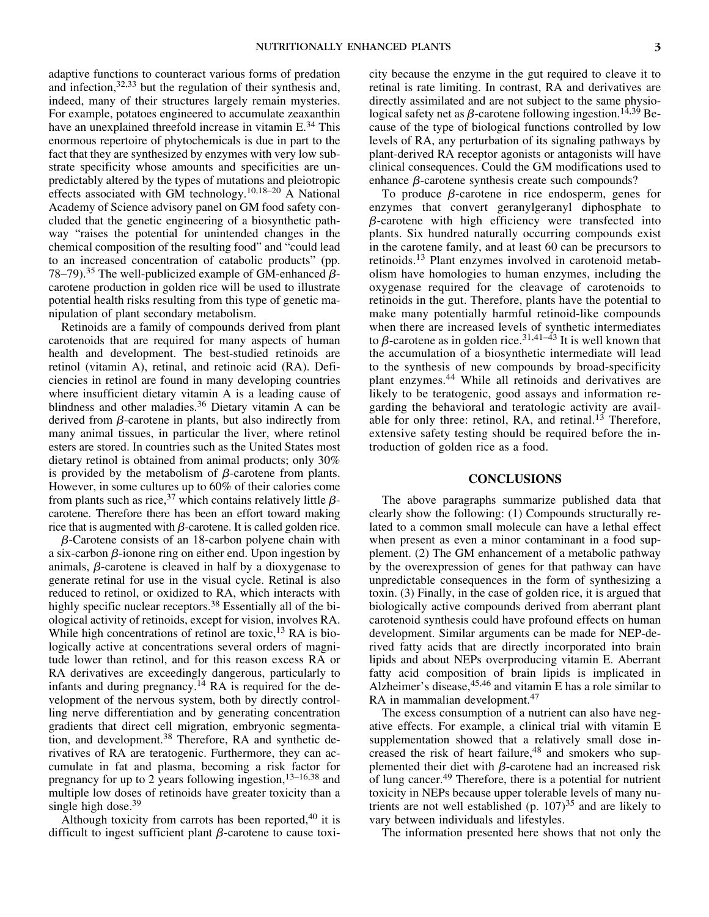adaptive functions to counteract various forms of predation and infection,[32,33] but the regulation of their synthesis and, indeed, many of their structures largely remain mysteries. For example, potatoes engineered to accumulate zeaxanthin have an unexplained threefold increase in vitamin E.[34] This enormous repertoire of phytochemicals is due in part to the fact that they are synthesized by enzymes with very low substrate specificity whose amounts and specificities are unpredictably altered by the types of mutations and pleiotropic effects associated with GM technology.[10,18–20] A National Academy of Science advisory panel on GM food safety concluded that the genetic engineering of a biosynthetic pathway "raises the potential for unintended changes in the chemical composition of the resulting food" and "could lead to an increased concentration of catabolic products" (pp. 78–79).[35] The well-publicized example of GM-enhanced β-carotene production in golden rice will be used to illustrate potential health risks resulting from this type of genetic manipulation of plant secondary metabolism.

Retinoids are a family of compounds derived from plant carotenoids that are required for many aspects of human health and development. The best-studied retinoids are retinol (vitamin A), retinal, and retinoic acid (RA). Deficiencies in retinol are found in many developing countries where insufficient dietary vitamin A is a leading cause of blindness and other maladies.[36] Dietary vitamin A can be derived from β-carotene in plants, but also indirectly from many animal tissues, in particular the liver, where retinol esters are stored. In countries such as the United States most dietary retinol is obtained from animal products; only 30% is provided by the metabolism of β-carotene from plants. However, in some cultures up to 60% of their calories come from plants such as rice,[37] which contains relatively little β-carotene. Therefore there has been an effort toward making rice that is augmented with β-carotene. It is called golden rice.

β-Carotene consists of an 18-carbon polyene chain with a six-carbon β-ionone ring on either end. Upon ingestion by animals, β-carotene is cleaved in half by a dioxygenase to generate retinal for use in the visual cycle. Retinal is also reduced to retinol, or oxidized to RA, which interacts with highly specific nuclear receptors.[38] Essentially all of the biological activity of retinoids, except for vision, involves RA. While high concentrations of retinol are toxic,[13] RA is biologically active at concentrations several orders of magnitude lower than retinol, and for this reason excess RA or RA derivatives are exceedingly dangerous, particularly to infants and during pregnancy.[14] RA is required for the development of the nervous system, both by directly controlling nerve differentiation and by generating concentration gradients that direct cell migration, embryonic segmentation, and development.[38] Therefore, RA and synthetic derivatives of RA are teratogenic. Furthermore, they can accumulate in fat and plasma, becoming a risk factor for pregnancy for up to 2 years following ingestion,[13–16,38] and multiple low doses of retinoids have greater toxicity than a single high dose.[39]

Although toxicity from carrots has been reported,[40] it is difficult to ingest sufficient plant β-carotene to cause toxicity because the enzyme in the gut required to cleave it to retinal is rate limiting. In contrast, RA and derivatives are directly assimilated and are not subject to the same physiological safety net as β-carotene following ingestion.[14,39] Because of the type of biological functions controlled by low levels of RA, any perturbation of its signaling pathways by plant-derived RA receptor agonists or antagonists will have clinical consequences. Could the GM modifications used to enhance β-carotene synthesis create such compounds?

To produce β-carotene in rice endosperm, genes for enzymes that convert geranylgeranyl diphosphate to β-carotene with high efficiency were transfected into plants. Six hundred naturally occurring compounds exist in the carotene family, and at least 60 can be precursors to retinoids.[13] Plant enzymes involved in carotenoid metabolism have homologies to human enzymes, including the oxygenase required for the cleavage of carotenoids to retinoids in the gut. Therefore, plants have the potential to make many potentially harmful retinoid-like compounds when there are increased levels of synthetic intermediates to β-carotene as in golden rice.[31,41–43] It is well known that the accumulation of a biosynthetic intermediate will lead to the synthesis of new compounds by broad-specificity plant enzymes.[44] While all retinoids and derivatives are likely to be teratogenic, good assays and information regarding the behavioral and teratologic activity are available for only three: retinol, RA, and retinal.[13] Therefore, extensive safety testing should be required before the introduction of golden rice as a food.

## CONCLUSIONS

The above paragraphs summarize published data that clearly show the following: (1) Compounds structurally related to a common small molecule can have a lethal effect when present as even a minor contaminant in a food supplement. (2) The GM enhancement of a metabolic pathway by the overexpression of genes for that pathway can have unpredictable consequences in the form of synthesizing a toxin. (3) Finally, in the case of golden rice, it is argued that biologically active compounds derived from aberrant plant carotenoid synthesis could have profound effects on human development. Similar arguments can be made for NEP-derived fatty acids that are directly incorporated into brain lipids and about NEPs overproducing vitamin E. Aberrant fatty acid composition of brain lipids is implicated in Alzheimer's disease,[45,46] and vitamin E has a role similar to RA in mammalian development.[47]

The excess consumption of a nutrient can also have negative effects. For example, a clinical trial with vitamin E supplementation showed that a relatively small dose increased the risk of heart failure,[48] and smokers who supplemented their diet with β-carotene had an increased risk of lung cancer.[49] Therefore, there is a potential for nutrient toxicity in NEPs because upper tolerable levels of many nutrients are not well established (p. 107)[35] and are likely to vary between individuals and lifestyles.

The information presented here shows that not only the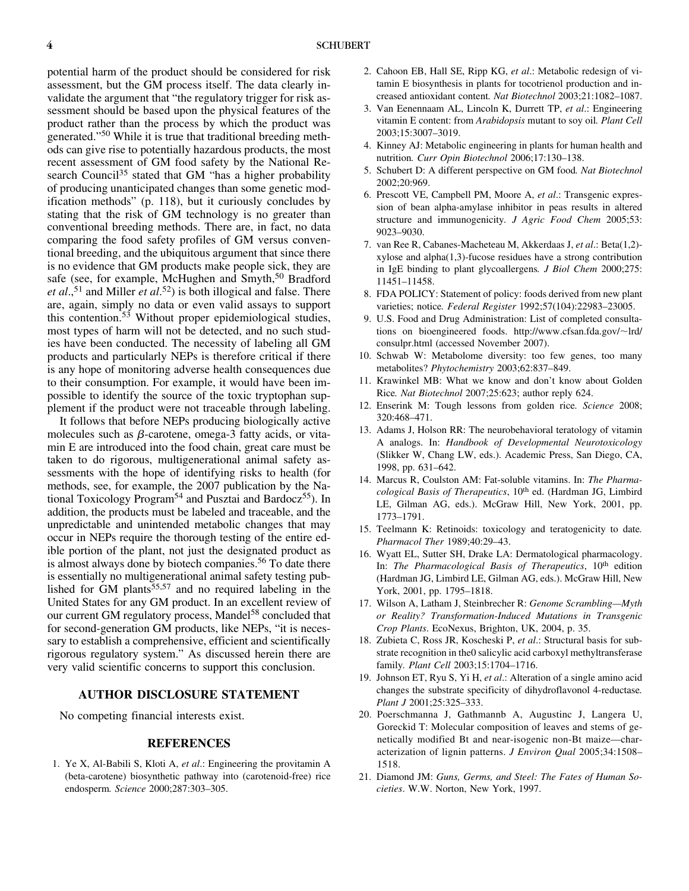potential harm of the product should be considered for risk assessment, but the GM process itself. The data clearly invalidate the argument that "the regulatory trigger for risk assessment should be based upon the physical features of the product rather than the process by which the product was generated."[50] While it is true that traditional breeding methods can give rise to potentially hazardous products, the most recent assessment of GM food safety by the National Research Council[35] stated that GM "has a higher probability of producing unanticipated changes than some genetic modification methods" (p. 118), but it curiously concludes by stating that the risk of GM technology is no greater than conventional breeding methods. There are, in fact, no data comparing the food safety profiles of GM versus conventional breeding, and the ubiquitous argument that since there is no evidence that GM products make people sick, they are safe (see, for example, McHughen and Smyth,[50] Bradford *et al*.,[51] and Miller *et al*.[52]) is both illogical and false. There are, again, simply no data or even valid assays to support this contention.[53] Without proper epidemiological studies, most types of harm will not be detected, and no such studies have been conducted. The necessity of labeling all GM products and particularly NEPs is therefore critical if there is any hope of monitoring adverse health consequences due to their consumption. For example, it would have been impossible to identify the source of the toxic tryptophan supplement if the product were not traceable through labeling.

It follows that before NEPs producing biologically active molecules such as $\beta$-carotene, omega-3 fatty acids, or vitamin E are introduced into the food chain, great care must be taken to do rigorous, multigenerational animal safety assessments with the hope of identifying risks to health (for methods, see, for example, the 2007 publication by the National Toxicology Program[54] and Pusztai and Bardocz[55]). In addition, the products must be labeled and traceable, and the unpredictable and unintended metabolic changes that may occur in NEPs require the thorough testing of the entire edible portion of the plant, not just the designated product as is almost always done by biotech companies.[56] To date there is essentially no multigenerational animal safety testing published for GM plants[55,57] and no required labeling in the United States for any GM product. In an excellent review of our current GM regulatory process, Mandel[58] concluded that for second-generation GM products, like NEPs, "it is necessary to establish a comprehensive, efficient and scientifically rigorous regulatory system." As discussed herein there are very valid scientific concerns to support this conclusion.

## AUTHOR DISCLOSURE STATEMENT

No competing financial interests exist.

## REFERENCES

1. Ye X, Al-Babili S, Kloti A, *et al*.: Engineering the provitamin A (beta-carotene) biosynthetic pathway into (carotenoid-free) rice endosperm. *Science* 2000;287:303–305.
2. Cahoon EB, Hall SE, Ripp KG, *et al*.: Metabolic redesign of vitamin E biosynthesis in plants for tocotrienol production and increased antioxidant content. *Nat Biotechnol* 2003;21:1082–1087.
3. Van Eenennaam AL, Lincoln K, Durrett TP, *et al*.: Engineering vitamin E content: from *Arabidopsis* mutant to soy oil. *Plant Cell* 2003;15:3007–3019.
4. Kinney AJ: Metabolic engineering in plants for human health and nutrition. *Curr Opin Biotechnol* 2006;17:130–138.
5. Schubert D: A different perspective on GM food. *Nat Biotechnol* 2002;20:969.
6. Prescott VE, Campbell PM, Moore A, *et al*.: Transgenic expression of bean alpha-amylase inhibitor in peas results in altered structure and immunogenicity. *J Agric Food Chem* 2005;53: 9023–9030.
7. van Ree R, Cabanes-Macheteau M, Akkerdaas J, *et al*.: Beta(1,2)-xylose and alpha(1,3)-fucose residues have a strong contribution in IgE binding to plant glycoallergens. *J Biol Chem* 2000;275: 11451–11458.
8. FDA POLICY: Statement of policy: foods derived from new plant varieties; notice. *Federal Register* 1992;57(104):22983–23005.
9. U.S. Food and Drug Administration: List of completed consultations on bioengineered foods. http://www.cfsan.fda.gov/~lrd/consulpr.html (accessed November 2007).
10. Schwab W: Metabolome diversity: too few genes, too many metabolites? *Phytochemistry* 2003;62:837–849.
11. Krawinkel MB: What we know and don't know about Golden Rice. *Nat Biotechnol* 2007;25:623; author reply 624.
12. Enserink M: Tough lessons from golden rice. *Science* 2008; 320:468–471.
13. Adams J, Holson RR: The neurobehavioral teratology of vitamin A analogs. In: *Handbook of Developmental Neurotoxicology* (Slikker W, Chang LW, eds.). Academic Press, San Diego, CA, 1998, pp. 631–642.
14. Marcus R, Coulston AM: Fat-soluble vitamins. In: *The Pharmacological Basis of Therapeutics*, 10th ed. (Hardman JG, Limbird LE, Gilman AG, eds.). McGraw Hill, New York, 2001, pp. 1773–1791.
15. Teelmann K: Retinoids: toxicology and teratogenicity to date. *Pharmacol Ther* 1989;40:29–43.
16. Wyatt EL, Sutter SH, Drake LA: Dermatological pharmacology. In: *The Pharmacological Basis of Therapeutics*, 10th edition (Hardman JG, Limbird LE, Gilman AG, eds.). McGraw Hill, New York, 2001, pp. 1795–1818.
17. Wilson A, Latham J, Steinbrecher R: *Genome Scrambling—Myth or Reality? Transformation-Induced Mutations in Transgenic Crop Plants*. EcoNexus, Brighton, UK, 2004, p. 35.
18. Zubieta C, Ross JR, Koscheski P, *et al*.: Structural basis for substrate recognition in the0 salicylic acid carboxyl methyltransferase family. *Plant Cell* 2003;15:1704–1716.
19. Johnson ET, Ryu S, Yi H, *et al*.: Alteration of a single amino acid changes the substrate specificity of dihydroflavonol 4-reductase. *Plant J* 2001;25:325–333.
20. Poerschmanna J, Gathmannb A, Augustinc J, Langera U, Goreckid T: Molecular composition of leaves and stems of genetically modified Bt and near-isogenic non-Bt maize—characterization of lignin patterns. *J Environ Qual* 2005;34:1508–1518.
21. Diamond JM: *Guns, Germs, and Steel: The Fates of Human Societies*. W.W. Norton, New York, 1997.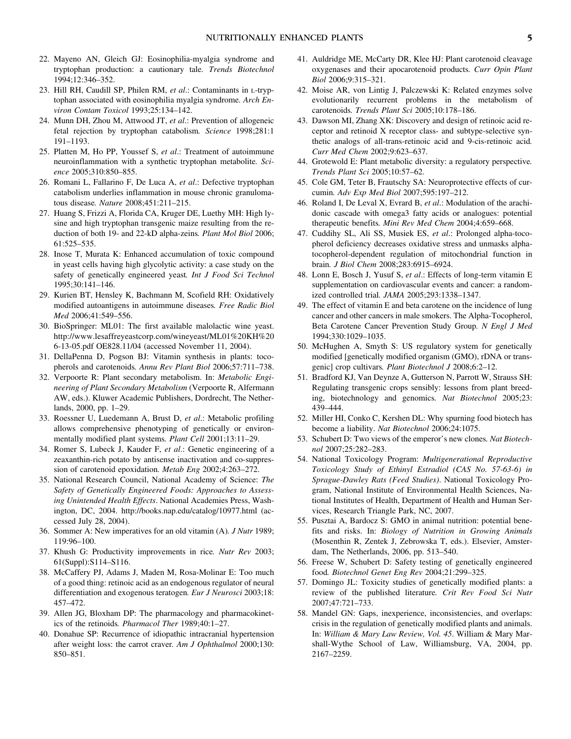22. Mayeno AN, Gleich GJ: Eosinophilia-myalgia syndrome and tryptophan production: a cautionary tale. *Trends Biotechnol* 1994;12:346–352.
23. Hill RH, Caudill SP, Philen RM, *et al*.: Contaminants in L-tryptophan associated with eosinophilia myalgia syndrome. *Arch Environ Contam Toxicol* 1993;25:134–142.
24. Munn DH, Zhou M, Attwood JT, *et al*.: Prevention of allogeneic fetal rejection by tryptophan catabolism. *Science* 1998;281:1191–1193.
25. Platten M, Ho PP, Youssef S, *et al*.: Treatment of autoimmune neuroinflammation with a synthetic tryptophan metabolite. *Science* 2005;310:850–855.
26. Romani L, Fallarino F, De Luca A, *et al*.: Defective tryptophan catabolism underlies inflammation in mouse chronic granulomatous disease. *Nature* 2008;451:211–215.
27. Huang S, Frizzi A, Florida CA, Kruger DE, Luethy MH: High lysine and high tryptophan transgenic maize resulting from the reduction of both 19- and 22-kD alpha-zeins. *Plant Mol Biol* 2006;61:525–535.
28. Inose T, Murata K: Enhanced accumulation of toxic compound in yeast cells having high glycolytic activity: a case study on the safety of genetically engineered yeast. *Int J Food Sci Technol* 1995;30:141–146.
29. Kurien BT, Hensley K, Bachmann M, Scofield RH: Oxidatively modified autoantigens in autoimmune diseases. *Free Radic Biol Med* 2006;41:549–556.
30. BioSpringer: ML01: The first available malolactic wine yeast. http://www.lesaffreyeastcorp.com/wineyeast/ML01%20KH%206-13-05.pdf OE828.11/04 (accessed November 11, 2004).
31. DellaPenna D, Pogson BJ: Vitamin synthesis in plants: tocopherols and carotenoids. *Annu Rev Plant Biol* 2006;57:711–738.
32. Verpoorte R: Plant secondary metabolism. In: *Metabolic Engineering of Plant Secondary Metabolism* (Verpoorte R, Alfermann AW, eds.). Kluwer Academic Publishers, Dordrecht, The Netherlands, 2000, pp. 1–29.
33. Roessner U, Luedemann A, Brust D, *et al*.: Metabolic profiling allows comprehensive phenotyping of genetically or environmentally modified plant systems. *Plant Cell* 2001;13:11–29.
34. Romer S, Lubeck J, Kauder F, *et al*.: Genetic engineering of a zeaxanthin-rich potato by antisense inactivation and co-suppression of carotenoid epoxidation. *Metab Eng* 2002;4:263–272.
35. National Research Council, National Academy of Science: *The Safety of Genetically Engineered Foods: Approaches to Assessing Unintended Health Effects*. National Academies Press, Washington, DC, 2004. http://books.nap.edu/catalog/10977.html (accessed July 28, 2004).
36. Sommer A: New imperatives for an old vitamin (A). *J Nutr* 1989;119:96–100.
37. Khush G: Productivity improvements in rice. *Nutr Rev* 2003;61(Suppl):S114–S116.
38. McCaffery PJ, Adams J, Maden M, Rosa-Molinar E: Too much of a good thing: retinoic acid as an endogenous regulator of neural differentiation and exogenous teratogen. *Eur J Neurosci* 2003;18:457–472.
39. Allen JG, Bloxham DP: The pharmacology and pharmacokinetics of the retinoids. *Pharmacol Ther* 1989;40:1–27.
40. Donahue SP: Recurrence of idiopathic intracranial hypertension after weight loss: the carrot craver. *Am J Ophthalmol* 2000;130:850–851.
41. Auldridge ME, McCarty DR, Klee HJ: Plant carotenoid cleavage oxygenases and their apocarotenoid products. *Curr Opin Plant Biol* 2006;9:315–321.
42. Moise AR, von Lintig J, Palczewski K: Related enzymes solve evolutionarily recurrent problems in the metabolism of carotenoids. *Trends Plant Sci* 2005;10:178–186.
43. Dawson MI, Zhang XK: Discovery and design of retinoic acid receptor and retinoid X receptor class- and subtype-selective synthetic analogs of all-trans-retinoic acid and 9-cis-retinoic acid. *Curr Med Chem* 2002;9:623–637.
44. Grotewold E: Plant metabolic diversity: a regulatory perspective. *Trends Plant Sci* 2005;10:57–62.
45. Cole GM, Teter B, Frautschy SA: Neuroprotective effects of curcumin. *Adv Exp Med Biol* 2007;595:197–212.
46. Roland I, De Leval X, Evrard B, *et al*.: Modulation of the arachidonic cascade with omega3 fatty acids or analogues: potential therapeutic benefits. *Mini Rev Med Chem* 2004;4:659–668.
47. Cuddihy SL, Ali SS, Musiek ES, *et al*.: Prolonged alpha-tocopherol deficiency decreases oxidative stress and unmasks alpha-tocopherol-dependent regulation of mitochondrial function in brain. *J Biol Chem* 2008;283:6915–6924.
48. Lonn E, Bosch J, Yusuf S, *et al*.: Effects of long-term vitamin E supplementation on cardiovascular events and cancer: a randomized controlled trial. *JAMA* 2005;293:1338–1347.
49. The effect of vitamin E and beta carotene on the incidence of lung cancer and other cancers in male smokers. The Alpha-Tocopherol, Beta Carotene Cancer Prevention Study Group. *N Engl J Med* 1994;330:1029–1035.
50. McHughen A, Smyth S: US regulatory system for genetically modified [genetically modified organism (GMO), rDNA or transgenic] crop cultivars. *Plant Biotechnol J* 2008;6:2–12.
51. Bradford KJ, Van Deynze A, Gutterson N, Parrott W, Strauss SH: Regulating transgenic crops sensibly: lessons from plant breeding, biotechnology and genomics. *Nat Biotechnol* 2005;23:439–444.
52. Miller HI, Conko C, Kershen DL: Why spurning food biotech has become a liability. *Nat Biotechnol* 2006;24:1075.
53. Schubert D: Two views of the emperor's new clones. *Nat Biotechnol* 2007;25:282–283.
54. National Toxicology Program: *Multigenerational Reproductive Toxicology Study of Ethinyl Estradiol (CAS No. 57-63-6) in Sprague-Dawley Rats (Feed Studies)*. National Toxicology Program, National Institute of Environmental Health Sciences, National Institutes of Health, Department of Health and Human Services, Research Triangle Park, NC, 2007.
55. Pusztai A, Bardocz S: GMO in animal nutrition: potential benefits and risks. In: *Biology of Nutrition in Growing Animals* (Mosenthin R, Zentek J, Zebrowska T, eds.). Elsevier, Amsterdam, The Netherlands, 2006, pp. 513–540.
56. Freese W, Schubert D: Safety testing of genetically engineered food. *Biotechnol Genet Eng Rev* 2004;21:299–325.
57. Domingo JL: Toxicity studies of genetically modified plants: a review of the published literature. *Crit Rev Food Sci Nutr* 2007;47:721–733.
58. Mandel GN: Gaps, inexperience, inconsistencies, and overlaps: crisis in the regulation of genetically modified plants and animals. In: *William & Mary Law Review, Vol. 45*. William & Mary Marshall-Wythe School of Law, Williamsburg, VA, 2004, pp. 2167–2259.